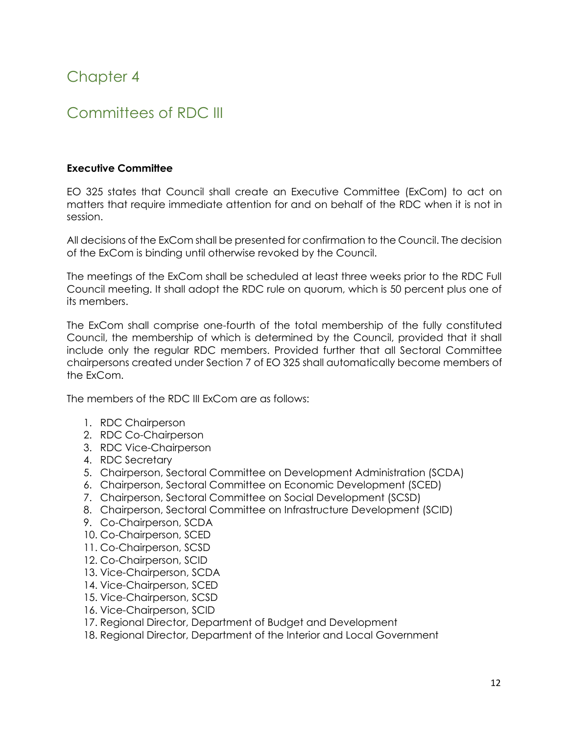# Chapter 4

# Committees of RDC III

**Executive Committee**

EO 325 states that Council shall create an Executive Committee (ExCom) to act on matters that require immediate attention for and on behalf of the RDC when it is not in session.

All decisions of the ExCom shall be presented for confirmation to the Council. The decision of the ExCom is binding until otherwise revoked by the Council.

The meetings of the ExCom shall be scheduled at least three weeks prior to the RDC Full Council meeting. It shall adopt the RDC rule on quorum, which is 50 percent plus one of its members.

The ExCom shall comprise one-fourth of the total membership of the fully constituted Council, the membership of which is determined by the Council, provided that it shall include only the regular RDC members. Provided further that all Sectoral Committee chairpersons created under Section 7 of EO 325 shall automatically become members of the ExCom.

The members of the RDC III ExCom are as follows:

1. RDC Chairperson
2. RDC Co-Chairperson
3. RDC Vice-Chairperson
4. RDC Secretary
5. Chairperson, Sectoral Committee on Development Administration (SCDA)
6. Chairperson, Sectoral Committee on Economic Development (SCED)
7. Chairperson, Sectoral Committee on Social Development (SCSD)
8. Chairperson, Sectoral Committee on Infrastructure Development (SCID)
9. Co-Chairperson, SCDA
10. Co-Chairperson, SCED
11. Co-Chairperson, SCSD
12. Co-Chairperson, SCID
13. Vice-Chairperson, SCDA
14. Vice-Chairperson, SCED
15. Vice-Chairperson, SCSD
16. Vice-Chairperson, SCID
17. Regional Director, Department of Budget and Development
18. Regional Director, Department of the Interior and Local Government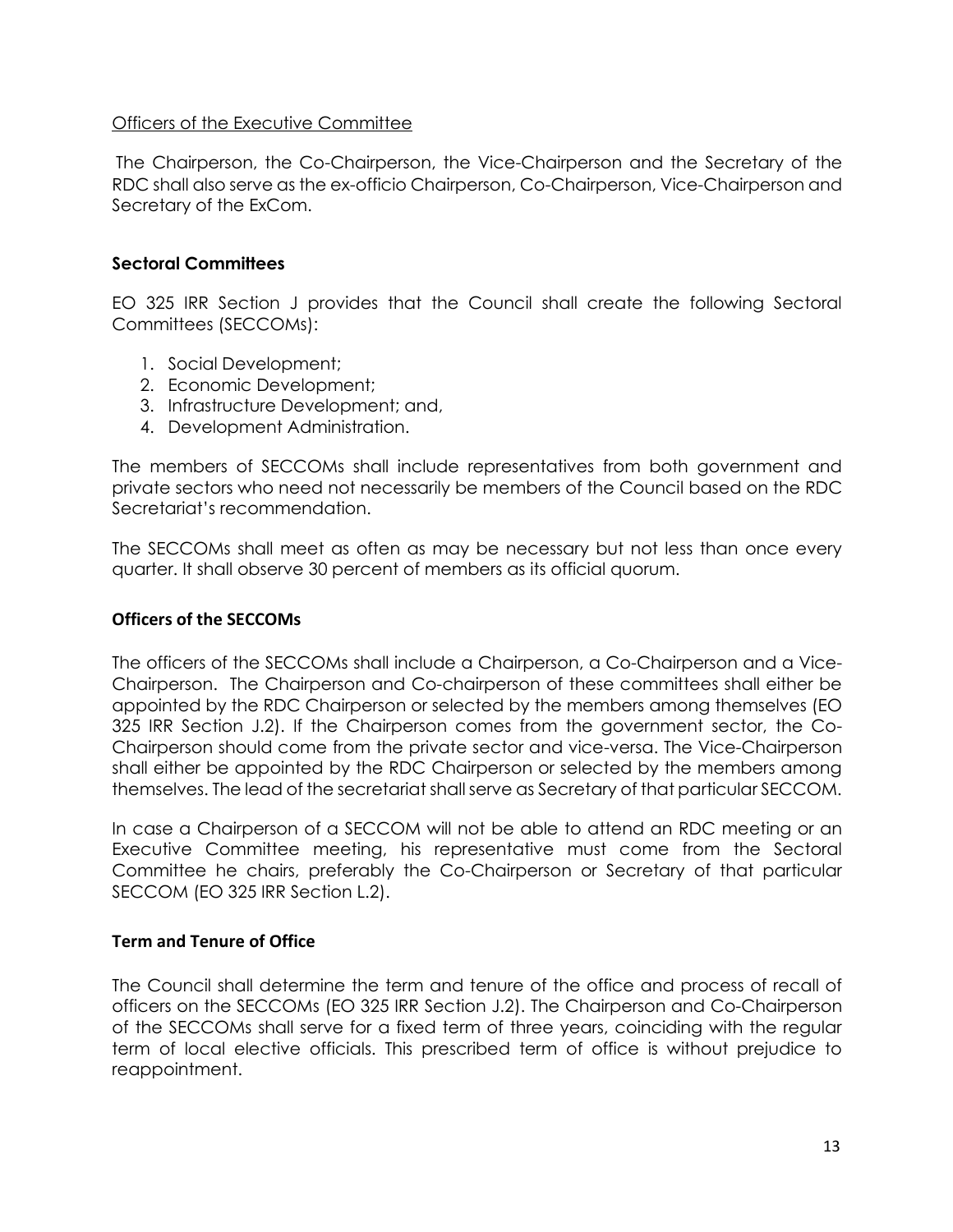Officers of the Executive Committee

The Chairperson, the Co-Chairperson, the Vice-Chairperson and the Secretary of the RDC shall also serve as the ex-officio Chairperson, Co-Chairperson, Vice-Chairperson and Secretary of the ExCom.

## Sectoral Committees

EO 325 IRR Section J provides that the Council shall create the following Sectoral Committees (SECCOMs):

1. Social Development;
2. Economic Development;
3. Infrastructure Development; and,
4. Development Administration.

The members of SECCOMs shall include representatives from both government and private sectors who need not necessarily be members of the Council based on the RDC Secretariat's recommendation.

The SECCOMs shall meet as often as may be necessary but not less than once every quarter. It shall observe 30 percent of members as its official quorum.

## Officers of the SECCOMs

The officers of the SECCOMs shall include a Chairperson, a Co-Chairperson and a Vice-Chairperson. The Chairperson and Co-chairperson of these committees shall either be appointed by the RDC Chairperson or selected by the members among themselves (EO 325 IRR Section J.2). If the Chairperson comes from the government sector, the Co-Chairperson should come from the private sector and vice-versa. The Vice-Chairperson shall either be appointed by the RDC Chairperson or selected by the members among themselves. The lead of the secretariat shall serve as Secretary of that particular SECCOM.

In case a Chairperson of a SECCOM will not be able to attend an RDC meeting or an Executive Committee meeting, his representative must come from the Sectoral Committee he chairs, preferably the Co-Chairperson or Secretary of that particular SECCOM (EO 325 IRR Section L.2).

## Term and Tenure of Office

The Council shall determine the term and tenure of the office and process of recall of officers on the SECCOMs (EO 325 IRR Section J.2). The Chairperson and Co-Chairperson of the SECCOMs shall serve for a fixed term of three years, coinciding with the regular term of local elective officials. This prescribed term of office is without prejudice to reappointment.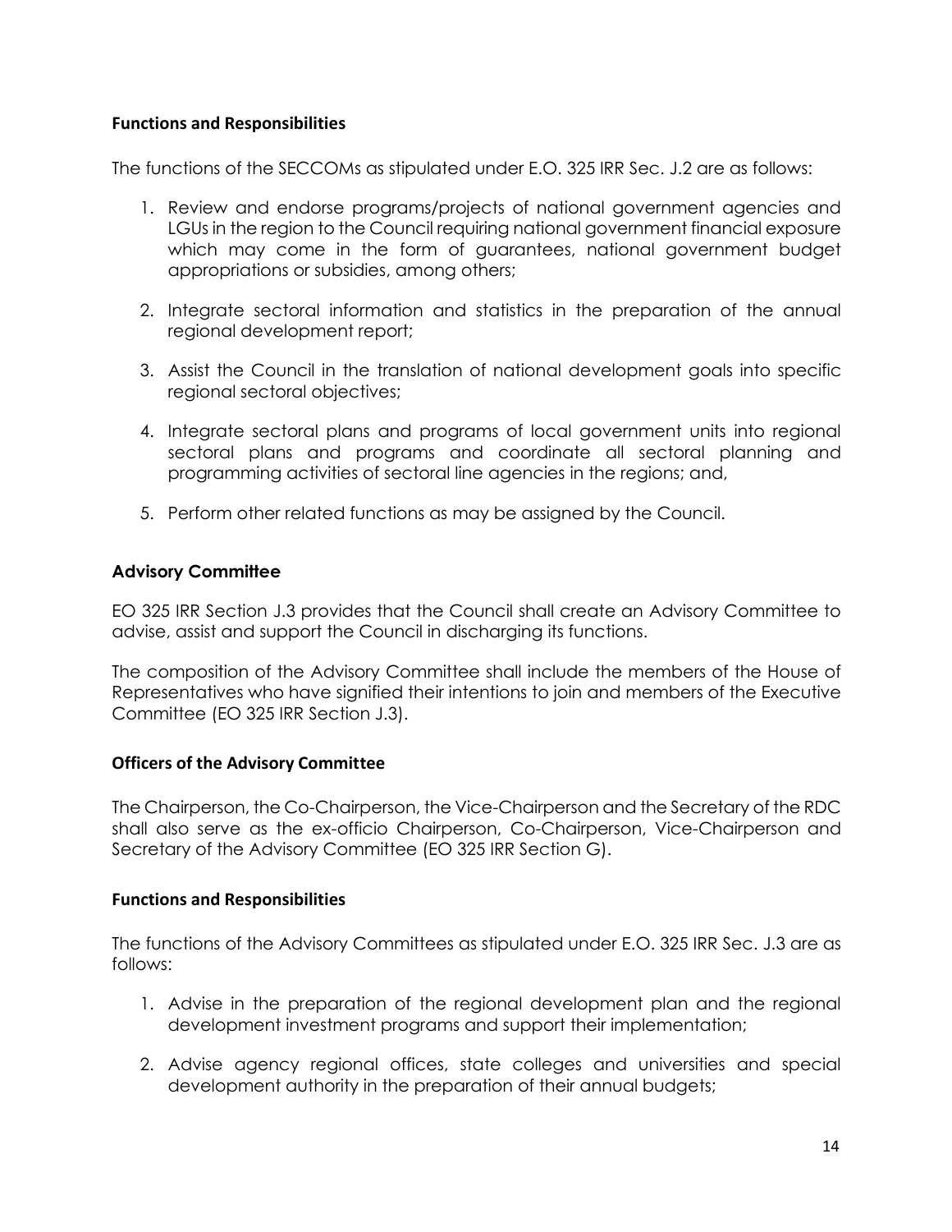### Functions and Responsibilities

The functions of the SECCOMs as stipulated under E.O. 325 IRR Sec. J.2 are as follows:

1. Review and endorse programs/projects of national government agencies and LGUs in the region to the Council requiring national government financial exposure which may come in the form of guarantees, national government budget appropriations or subsidies, among others;

2. Integrate sectoral information and statistics in the preparation of the annual regional development report;

3. Assist the Council in the translation of national development goals into specific regional sectoral objectives;

4. Integrate sectoral plans and programs of local government units into regional sectoral plans and programs and coordinate all sectoral planning and programming activities of sectoral line agencies in the regions; and,

5. Perform other related functions as may be assigned by the Council.

## Advisory Committee

EO 325 IRR Section J.3 provides that the Council shall create an Advisory Committee to advise, assist and support the Council in discharging its functions.

The composition of the Advisory Committee shall include the members of the House of Representatives who have signified their intentions to join and members of the Executive Committee (EO 325 IRR Section J.3).

### Officers of the Advisory Committee

The Chairperson, the Co-Chairperson, the Vice-Chairperson and the Secretary of the RDC shall also serve as the ex-officio Chairperson, Co-Chairperson, Vice-Chairperson and Secretary of the Advisory Committee (EO 325 IRR Section G).

### Functions and Responsibilities

The functions of the Advisory Committees as stipulated under E.O. 325 IRR Sec. J.3 are as follows:

1. Advise in the preparation of the regional development plan and the regional development investment programs and support their implementation;

2. Advise agency regional offices, state colleges and universities and special development authority in the preparation of their annual budgets;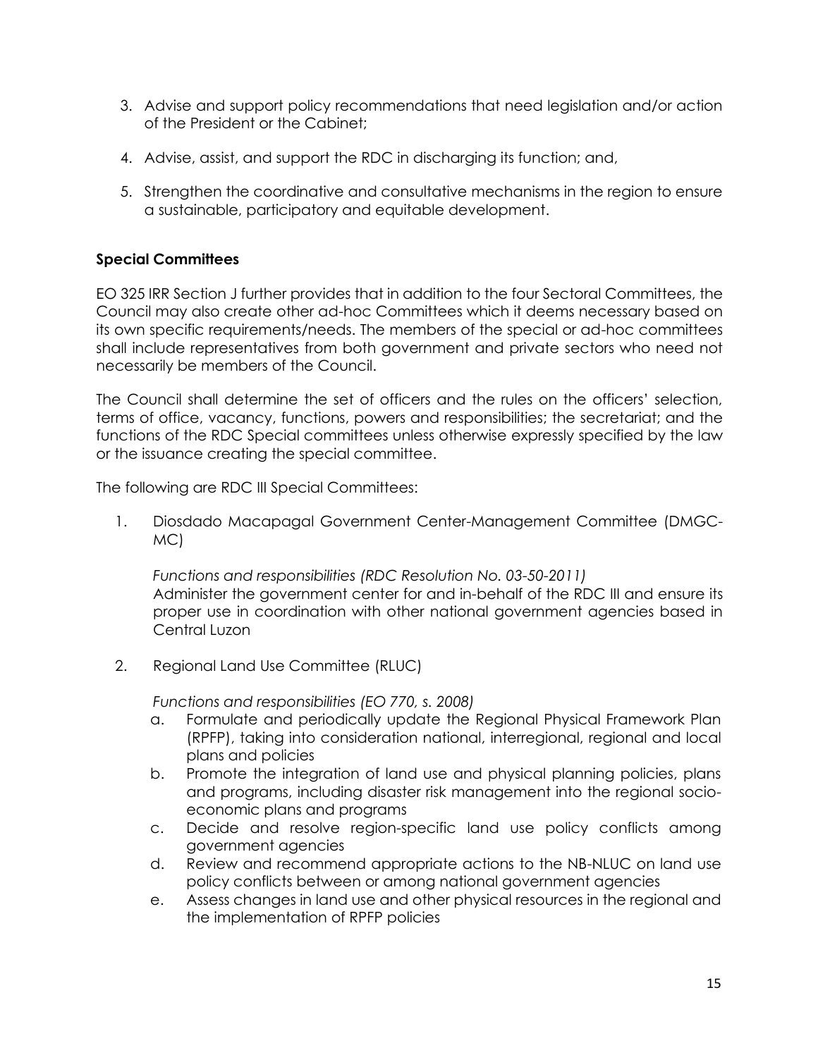3. Advise and support policy recommendations that need legislation and/or action of the President or the Cabinet;

4. Advise, assist, and support the RDC in discharging its function; and,

5. Strengthen the coordinative and consultative mechanisms in the region to ensure a sustainable, participatory and equitable development.

**Special Committees**

EO 325 IRR Section J further provides that in addition to the four Sectoral Committees, the Council may also create other ad-hoc Committees which it deems necessary based on its own specific requirements/needs. The members of the special or ad-hoc committees shall include representatives from both government and private sectors who need not necessarily be members of the Council.

The Council shall determine the set of officers and the rules on the officers' selection, terms of office, vacancy, functions, powers and responsibilities; the secretariat; and the functions of the RDC Special committees unless otherwise expressly specified by the law or the issuance creating the special committee.

The following are RDC III Special Committees:

1. Diosdado Macapagal Government Center-Management Committee (DMGC-MC)

   *Functions and responsibilities (RDC Resolution No. 03-50-2011)*
   Administer the government center for and in-behalf of the RDC III and ensure its proper use in coordination with other national government agencies based in Central Luzon

2. Regional Land Use Committee (RLUC)

   *Functions and responsibilities (EO 770, s. 2008)*

   a. Formulate and periodically update the Regional Physical Framework Plan (RPFP), taking into consideration national, interregional, regional and local plans and policies
   b. Promote the integration of land use and physical planning policies, plans and programs, including disaster risk management into the regional socio-economic plans and programs
   c. Decide and resolve region-specific land use policy conflicts among government agencies
   d. Review and recommend appropriate actions to the NB-NLUC on land use policy conflicts between or among national government agencies
   e. Assess changes in land use and other physical resources in the regional and the implementation of RPFP policies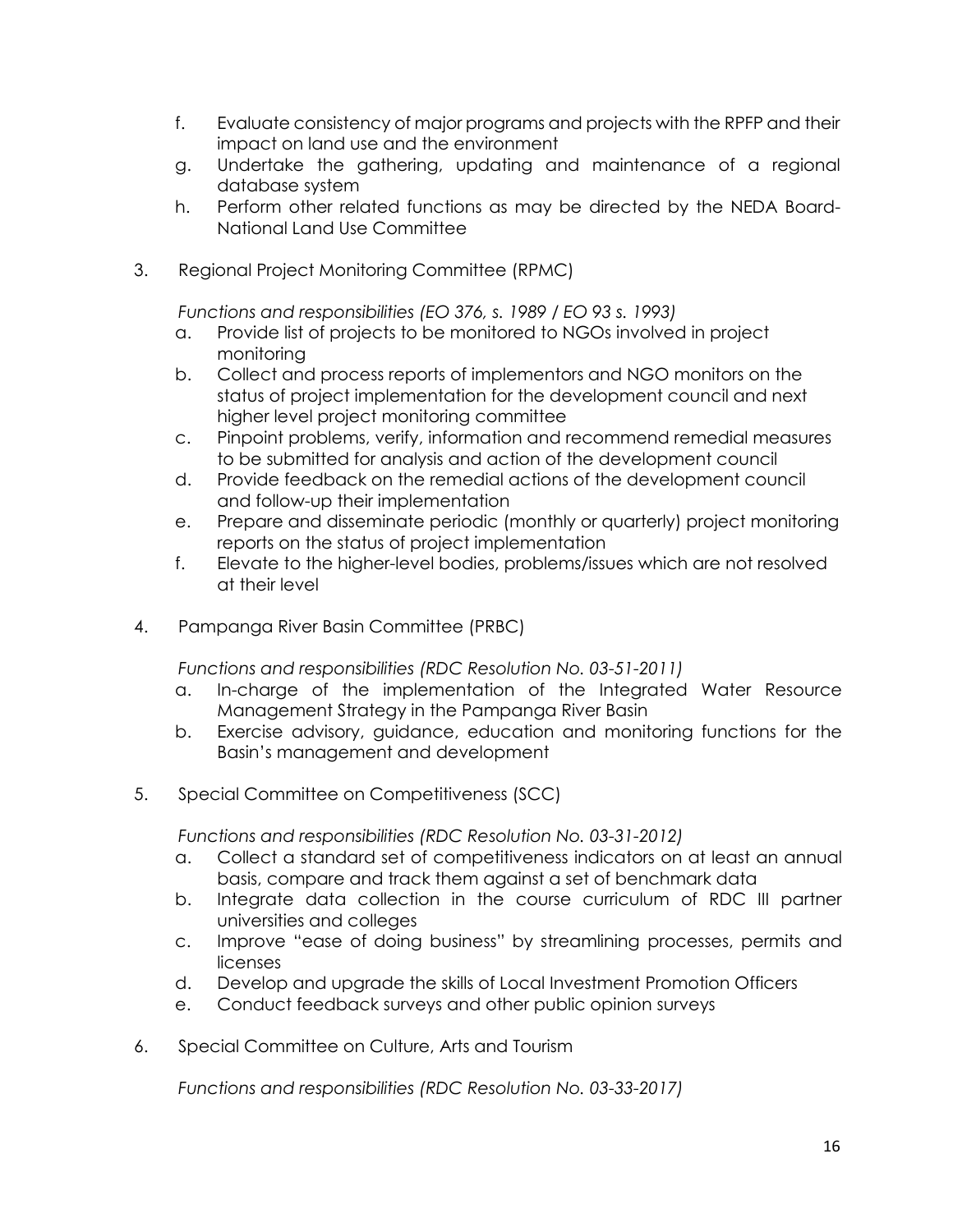f. Evaluate consistency of major programs and projects with the RPFP and their impact on land use and the environment
g. Undertake the gathering, updating and maintenance of a regional database system
h. Perform other related functions as may be directed by the NEDA Board-National Land Use Committee

3. Regional Project Monitoring Committee (RPMC)

   *Functions and responsibilities (EO 376, s. 1989 / EO 93 s. 1993)*

   a. Provide list of projects to be monitored to NGOs involved in project monitoring
   b. Collect and process reports of implementors and NGO monitors on the status of project implementation for the development council and next higher level project monitoring committee
   c. Pinpoint problems, verify, information and recommend remedial measures to be submitted for analysis and action of the development council
   d. Provide feedback on the remedial actions of the development council and follow-up their implementation
   e. Prepare and disseminate periodic (monthly or quarterly) project monitoring reports on the status of project implementation
   f. Elevate to the higher-level bodies, problems/issues which are not resolved at their level

4. Pampanga River Basin Committee (PRBC)

   *Functions and responsibilities (RDC Resolution No. 03-51-2011)*

   a. In-charge of the implementation of the Integrated Water Resource Management Strategy in the Pampanga River Basin
   b. Exercise advisory, guidance, education and monitoring functions for the Basin's management and development

5. Special Committee on Competitiveness (SCC)

   *Functions and responsibilities (RDC Resolution No. 03-31-2012)*

   a. Collect a standard set of competitiveness indicators on at least an annual basis, compare and track them against a set of benchmark data
   b. Integrate data collection in the course curriculum of RDC III partner universities and colleges
   c. Improve "ease of doing business" by streamlining processes, permits and licenses
   d. Develop and upgrade the skills of Local Investment Promotion Officers
   e. Conduct feedback surveys and other public opinion surveys

6. Special Committee on Culture, Arts and Tourism

   *Functions and responsibilities (RDC Resolution No. 03-33-2017)*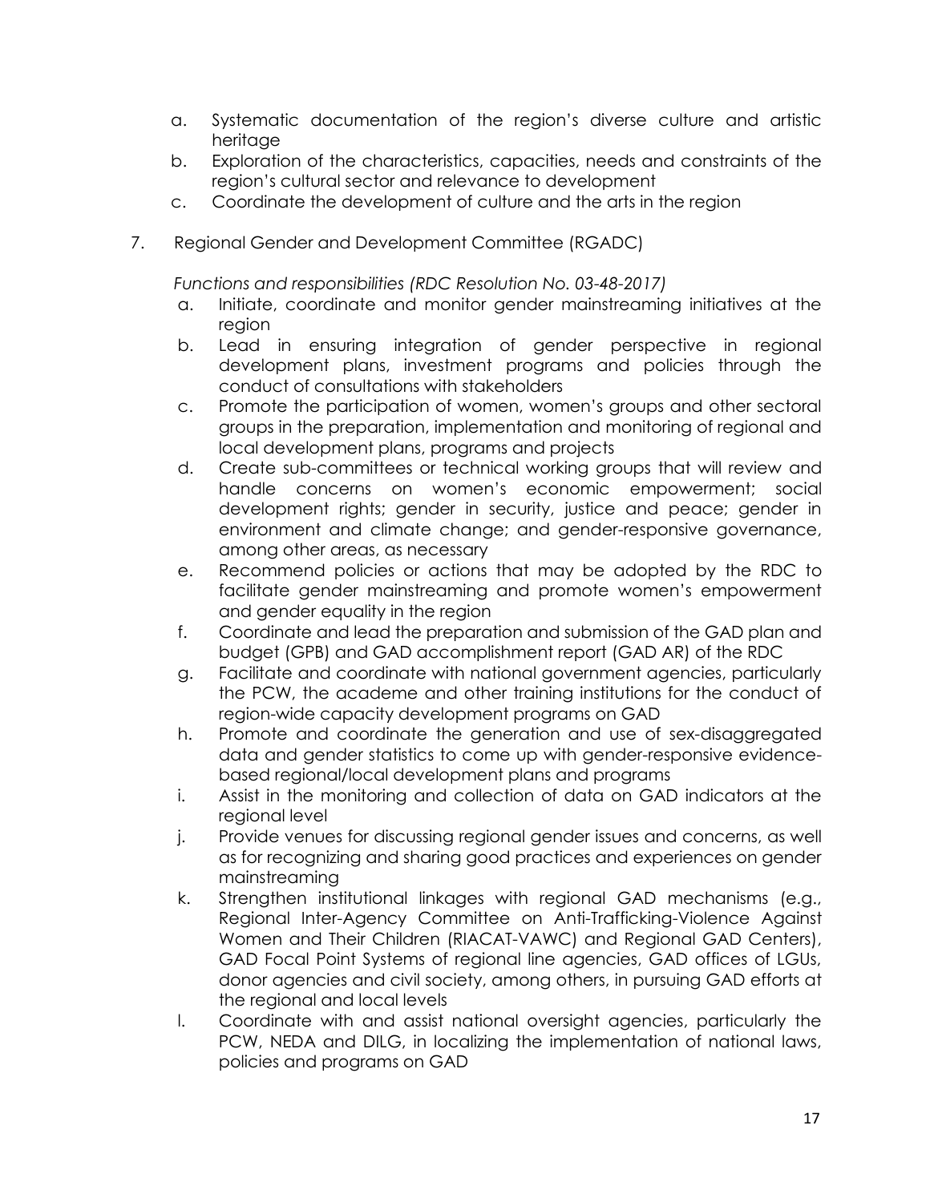a. Systematic documentation of the region's diverse culture and artistic heritage
b. Exploration of the characteristics, capacities, needs and constraints of the region's cultural sector and relevance to development
c. Coordinate the development of culture and the arts in the region

7. Regional Gender and Development Committee (RGADC)

*Functions and responsibilities (RDC Resolution No. 03-48-2017)*

a. Initiate, coordinate and monitor gender mainstreaming initiatives at the region
b. Lead in ensuring integration of gender perspective in regional development plans, investment programs and policies through the conduct of consultations with stakeholders
c. Promote the participation of women, women's groups and other sectoral groups in the preparation, implementation and monitoring of regional and local development plans, programs and projects
d. Create sub-committees or technical working groups that will review and handle concerns on women's economic empowerment; social development rights; gender in security, justice and peace; gender in environment and climate change; and gender-responsive governance, among other areas, as necessary
e. Recommend policies or actions that may be adopted by the RDC to facilitate gender mainstreaming and promote women's empowerment and gender equality in the region
f. Coordinate and lead the preparation and submission of the GAD plan and budget (GPB) and GAD accomplishment report (GAD AR) of the RDC
g. Facilitate and coordinate with national government agencies, particularly the PCW, the academe and other training institutions for the conduct of region-wide capacity development programs on GAD
h. Promote and coordinate the generation and use of sex-disaggregated data and gender statistics to come up with gender-responsive evidence-based regional/local development plans and programs
i. Assist in the monitoring and collection of data on GAD indicators at the regional level
j. Provide venues for discussing regional gender issues and concerns, as well as for recognizing and sharing good practices and experiences on gender mainstreaming
k. Strengthen institutional linkages with regional GAD mechanisms (e.g., Regional Inter-Agency Committee on Anti-Trafficking-Violence Against Women and Their Children (RIACAT-VAWC) and Regional GAD Centers), GAD Focal Point Systems of regional line agencies, GAD offices of LGUs, donor agencies and civil society, among others, in pursuing GAD efforts at the regional and local levels
l. Coordinate with and assist national oversight agencies, particularly the PCW, NEDA and DILG, in localizing the implementation of national laws, policies and programs on GAD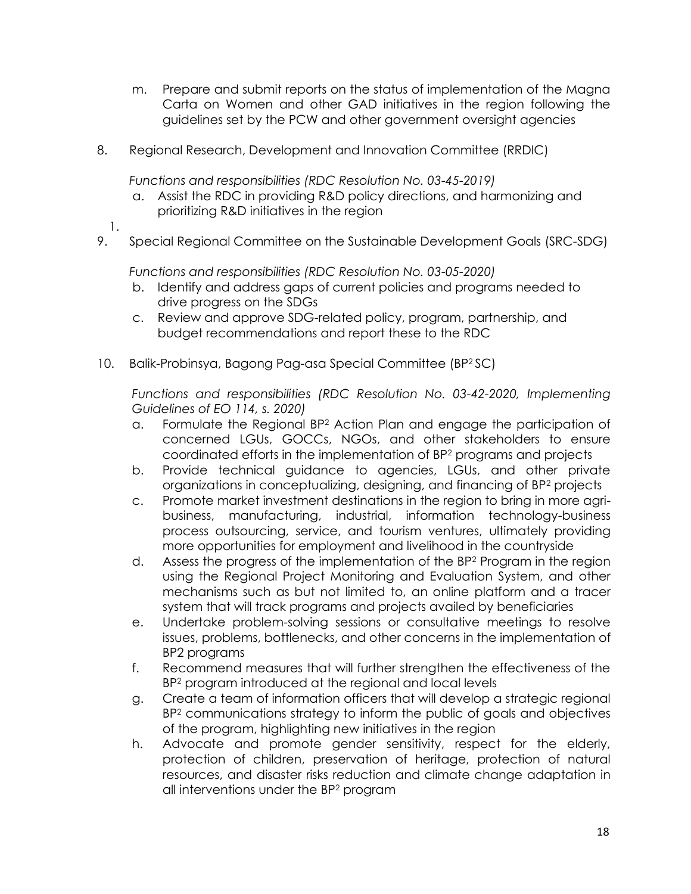m. Prepare and submit reports on the status of implementation of the Magna Carta on Women and other GAD initiatives in the region following the guidelines set by the PCW and other government oversight agencies

8. Regional Research, Development and Innovation Committee (RRDIC)

   *Functions and responsibilities (RDC Resolution No. 03-45-2019)*

   a. Assist the RDC in providing R&D policy directions, and harmonizing and prioritizing R&D initiatives in the region

1.

9. Special Regional Committee on the Sustainable Development Goals (SRC-SDG)

   *Functions and responsibilities (RDC Resolution No. 03-05-2020)*

   b. Identify and address gaps of current policies and programs needed to drive progress on the SDGs
   c. Review and approve SDG-related policy, program, partnership, and budget recommendations and report these to the RDC

10. Balik-Probinsya, Bagong Pag-asa Special Committee (BP$^2$ SC)

    *Functions and responsibilities (RDC Resolution No. 03-42-2020, Implementing Guidelines of EO 114, s. 2020)*

    a. Formulate the Regional BP$^2$ Action Plan and engage the participation of concerned LGUs, GOCCs, NGOs, and other stakeholders to ensure coordinated efforts in the implementation of BP$^2$ programs and projects
    b. Provide technical guidance to agencies, LGUs, and other private organizations in conceptualizing, designing, and financing of BP$^2$ projects
    c. Promote market investment destinations in the region to bring in more agri-business, manufacturing, industrial, information technology-business process outsourcing, service, and tourism ventures, ultimately providing more opportunities for employment and livelihood in the countryside
    d. Assess the progress of the implementation of the BP$^2$ Program in the region using the Regional Project Monitoring and Evaluation System, and other mechanisms such as but not limited to, an online platform and a tracer system that will track programs and projects availed by beneficiaries
    e. Undertake problem-solving sessions or consultative meetings to resolve issues, problems, bottlenecks, and other concerns in the implementation of BP2 programs
    f. Recommend measures that will further strengthen the effectiveness of the BP$^2$ program introduced at the regional and local levels
    g. Create a team of information officers that will develop a strategic regional BP$^2$ communications strategy to inform the public of goals and objectives of the program, highlighting new initiatives in the region
    h. Advocate and promote gender sensitivity, respect for the elderly, protection of children, preservation of heritage, protection of natural resources, and disaster risks reduction and climate change adaptation in all interventions under the BP$^2$ program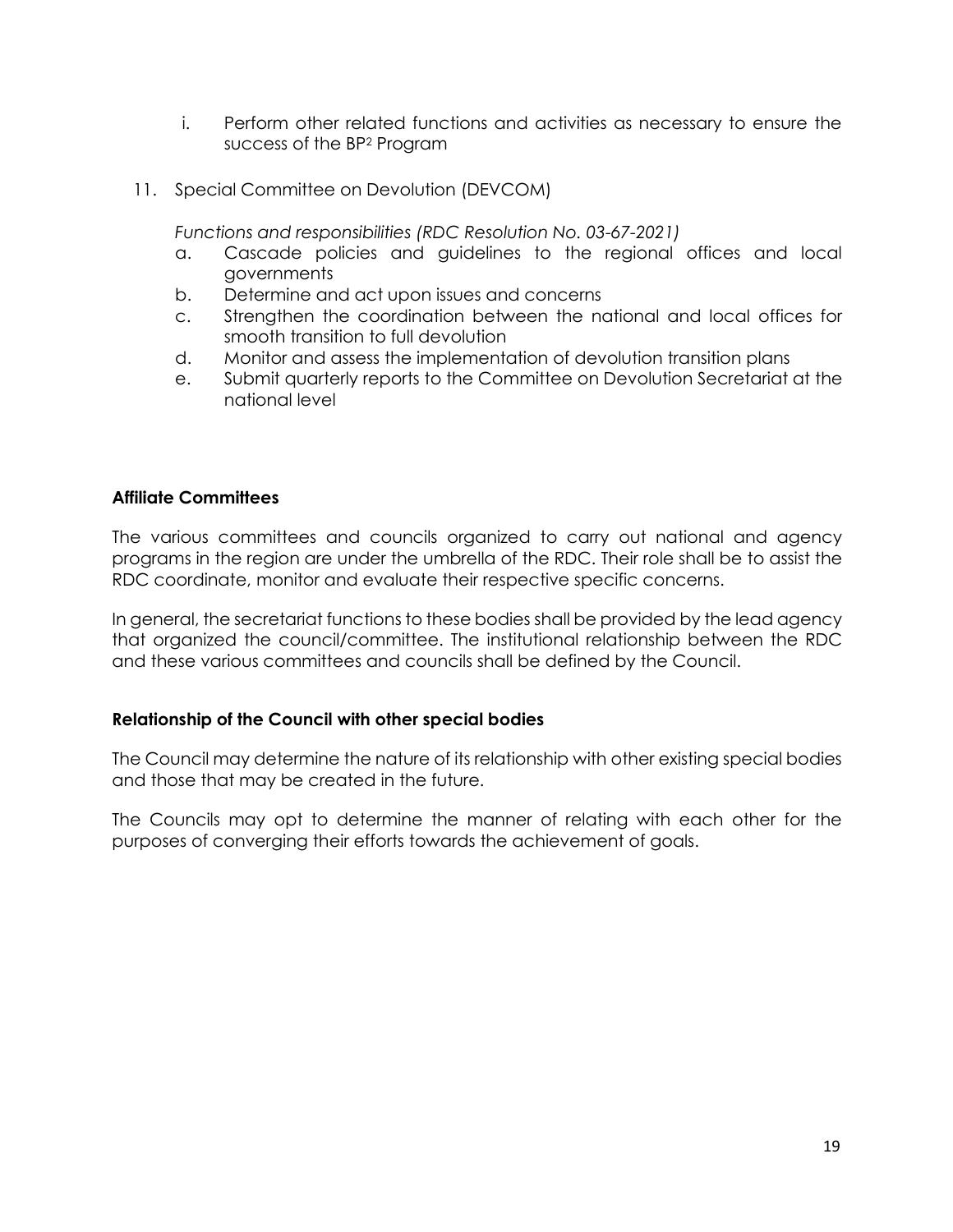i. Perform other related functions and activities as necessary to ensure the success of the BP[2] Program

11. Special Committee on Devolution (DEVCOM)

    *Functions and responsibilities (RDC Resolution No. 03-67-2021)*

    a. Cascade policies and guidelines to the regional offices and local governments
    b. Determine and act upon issues and concerns
    c. Strengthen the coordination between the national and local offices for smooth transition to full devolution
    d. Monitor and assess the implementation of devolution transition plans
    e. Submit quarterly reports to the Committee on Devolution Secretariat at the national level

**Affiliate Committees**

The various committees and councils organized to carry out national and agency programs in the region are under the umbrella of the RDC. Their role shall be to assist the RDC coordinate, monitor and evaluate their respective specific concerns.

In general, the secretariat functions to these bodies shall be provided by the lead agency that organized the council/committee. The institutional relationship between the RDC and these various committees and councils shall be defined by the Council.

**Relationship of the Council with other special bodies**

The Council may determine the nature of its relationship with other existing special bodies and those that may be created in the future.

The Councils may opt to determine the manner of relating with each other for the purposes of converging their efforts towards the achievement of goals.